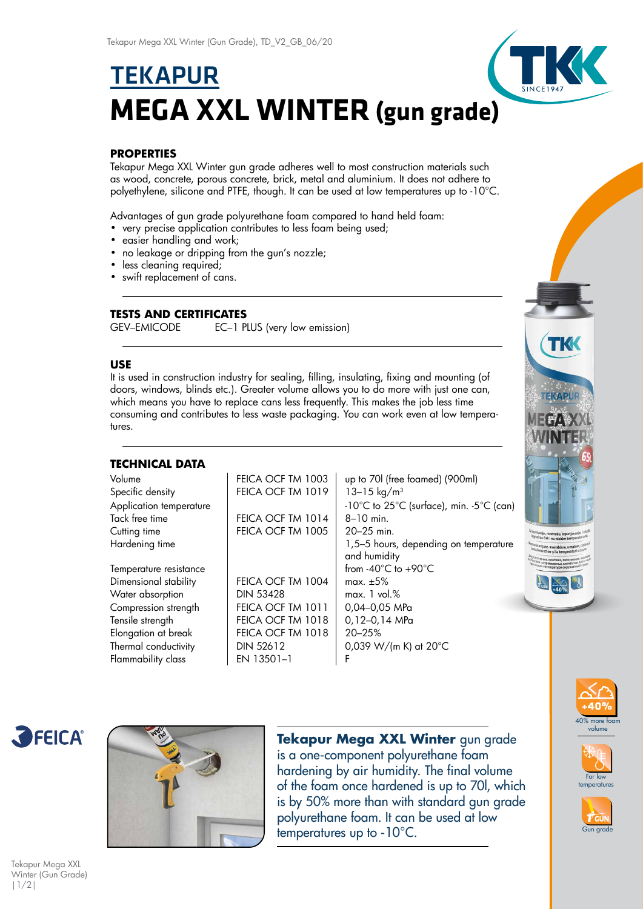# TEKAPUR

# MEGA XXL WINTER (gun grade)

## PROPERTIES

Tekapur Mega XXL Winter gun grade adheres well to most construction materials such as wood, concrete, porous concrete, brick, metal and aluminium. It does not adhere to polyethylene, silicone and PTFE, though. It can be used at low temperatures up to -10°C.

Advantages of gun grade polyurethane foam compared to hand held foam:

- very precise application contributes to less foam being used;
- easier handling and work;
- no leakage or dripping from the gun's nozzle;
- less cleaning required;
- swift replacement of cans.

## TESTS AND CERTIFICATES

GEV–EMICODE EC–1 PLUS (very low emission)

## USE

It is used in construction industry for sealing, filling, insulating, fixing and mounting (of doors, windows, blinds etc.). Greater volume allows you to do more with just one can, which means you have to replace cans less frequently. This makes the job less time consuming and contributes to less waste packaging. You can work even at low temperatures.

## TECHNICAL DATA

| Property | Test method | Value |
|---|---|---|
| Volume | FEICA OCF TM 1003 | up to 70l (free foamed) (900ml) |
| Specific density | FEICA OCF TM 1019 | 13–15 kg/m³ |
| Application temperature | | -10°C to 25°C (surface), min. -5°C (can) |
| Tack free time | FEICA OCF TM 1014 | 8–10 min. |
| Cutting time | FEICA OCF TM 1005 | 20–25 min. |
| Hardening time | | 1,5–5 hours, depending on temperature and humidity |
| Temperature resistance | | from -40°C to +90°C |
| Dimensional stability | FEICA OCF TM 1004 | max. ±5% |
| Water absorption | DIN 53428 | max. 1 vol.% |
| Compression strength | FEICA OCF TM 1011 | 0,04–0,05 MPa |
| Tensile strength | FEICA OCF TM 1018 | 0,12–0,14 MPa |
| Elongation at break | FEICA OCF TM 1018 | 20–25% |
| Thermal conductivity | DIN 52612 | 0,039 W/(m K) at 20°C |
| Flammability class | EN 13501–1 | F |

**Tekapur Mega XXL Winter** gun grade is a one-component polyurethane foam hardening by air humidity. The final volume of the foam once hardened is up to 70l, which is by 50% more than with standard gun grade polyurethane foam. It can be used at low temperatures up to -10°C.

40% more foam volume

For low temperatures

Gun grade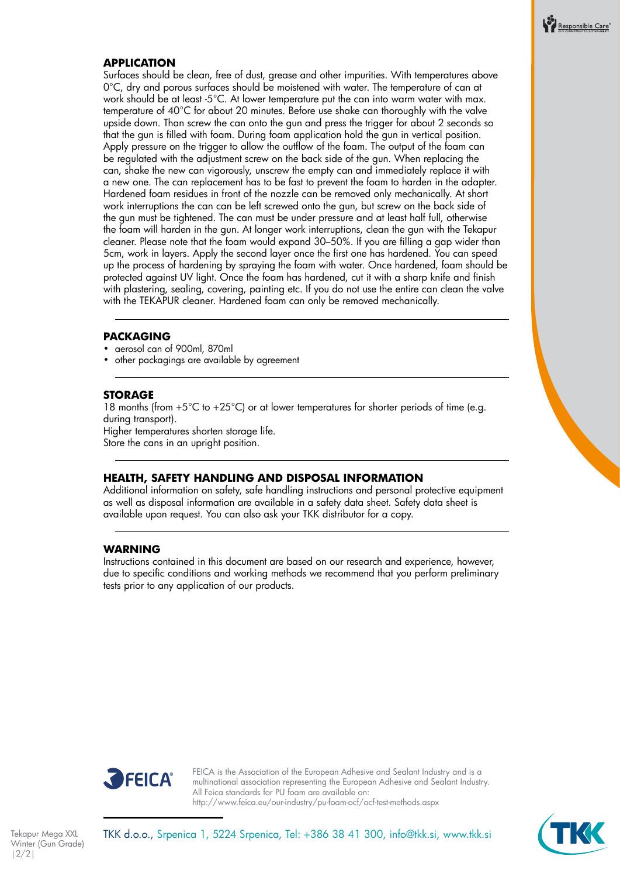## APPLICATION

Surfaces should be clean, free of dust, grease and other impurities. With temperatures above 0°C, dry and porous surfaces should be moistened with water. The temperature of can at work should be at least -5°C. At lower temperature put the can into warm water with max. temperature of 40°C for about 20 minutes. Before use shake can thoroughly with the valve upside down. Than screw the can onto the gun and press the trigger for about 2 seconds so that the gun is filled with foam. During foam application hold the gun in vertical position. Apply pressure on the trigger to allow the outflow of the foam. The output of the foam can be regulated with the adjustment screw on the back side of the gun. When replacing the can, shake the new can vigorously, unscrew the empty can and immediately replace it with a new one. The can replacement has to be fast to prevent the foam to harden in the adapter. Hardened foam residues in front of the nozzle can be removed only mechanically. At short work interruptions the can can be left screwed onto the gun, but screw on the back side of the gun must be tightened. The can must be under pressure and at least half full, otherwise the foam will harden in the gun. At longer work interruptions, clean the gun with the Tekapur cleaner. Please note that the foam would expand 30–50%. If you are filling a gap wider than 5cm, work in layers. Apply the second layer once the first one has hardened. You can speed up the process of hardening by spraying the foam with water. Once hardened, foam should be protected against UV light. Once the foam has hardened, cut it with a sharp knife and finish with plastering, sealing, covering, painting etc. If you do not use the entire can clean the valve with the TEKAPUR cleaner. Hardened foam can only be removed mechanically.

## PACKAGING

- aerosol can of 900ml, 870ml
- other packagings are available by agreement

## STORAGE

18 months (from +5°C to +25°C) or at lower temperatures for shorter periods of time (e.g. during transport).
Higher temperatures shorten storage life.
Store the cans in an upright position.

## HEALTH, SAFETY HANDLING AND DISPOSAL INFORMATION

Additional information on safety, safe handling instructions and personal protective equipment as well as disposal information are available in a safety data sheet. Safety data sheet is available upon request. You can also ask your TKK distributor for a copy.

## WARNING

Instructions contained in this document are based on our research and experience, however, due to specific conditions and working methods we recommend that you perform preliminary tests prior to any application of our products.

FEICA is the Association of the European Adhesive and Sealant Industry and is a multinational association representing the European Adhesive and Sealant Industry. All Feica standards for PU foam are available on: http://www.feica.eu/our-industry/pu-foam-ocf/ocf-test-methods.aspx

TKK d.o.o., Srpenica 1, 5224 Srpenica, Tel: +386 38 41 300, info@tkk.si, www.tkk.si